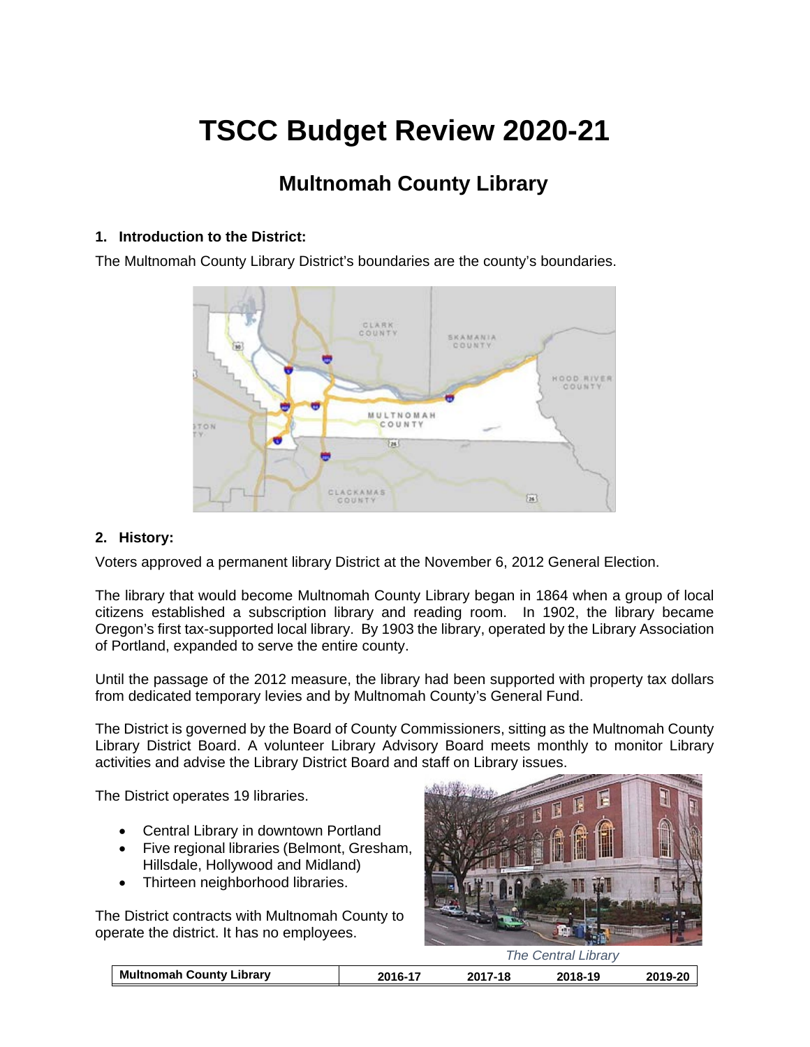# TSCC Budget Review 2020-21

## Multnomah County Library

### 1. Introduction to the District:

The Multnomah County Library District's boundaries are the county's boundaries.

### 2. History:

Voters approved a permanent library District at the November 6, 2012 General Election.

The library that would become Multnomah County Library began in 1864 when a group of local citizens established a subscription library and reading room. In 1902, the library became Oregon's first tax-supported local library. By 1903 the library, operated by the Library Association of Portland, expanded to serve the entire county.

Until the passage of the 2012 measure, the library had been supported with property tax dollars from dedicated temporary levies and by Multnomah County's General Fund.

The District is governed by the Board of County Commissioners, sitting as the Multnomah County Library District Board. A volunteer Library Advisory Board meets monthly to monitor Library activities and advise the Library District Board and staff on Library issues.

The District operates 19 libraries.

- Central Library in downtown Portland
- Five regional libraries (Belmont, Gresham, Hillsdale, Hollywood and Midland)
- Thirteen neighborhood libraries.

The District contracts with Multnomah County to operate the district. It has no employees.

*The Central Library*

| Multnomah County Library | 2016-17 | 2017-18 | 2018-19 | 2019-20 |
|---|---|---|---|---|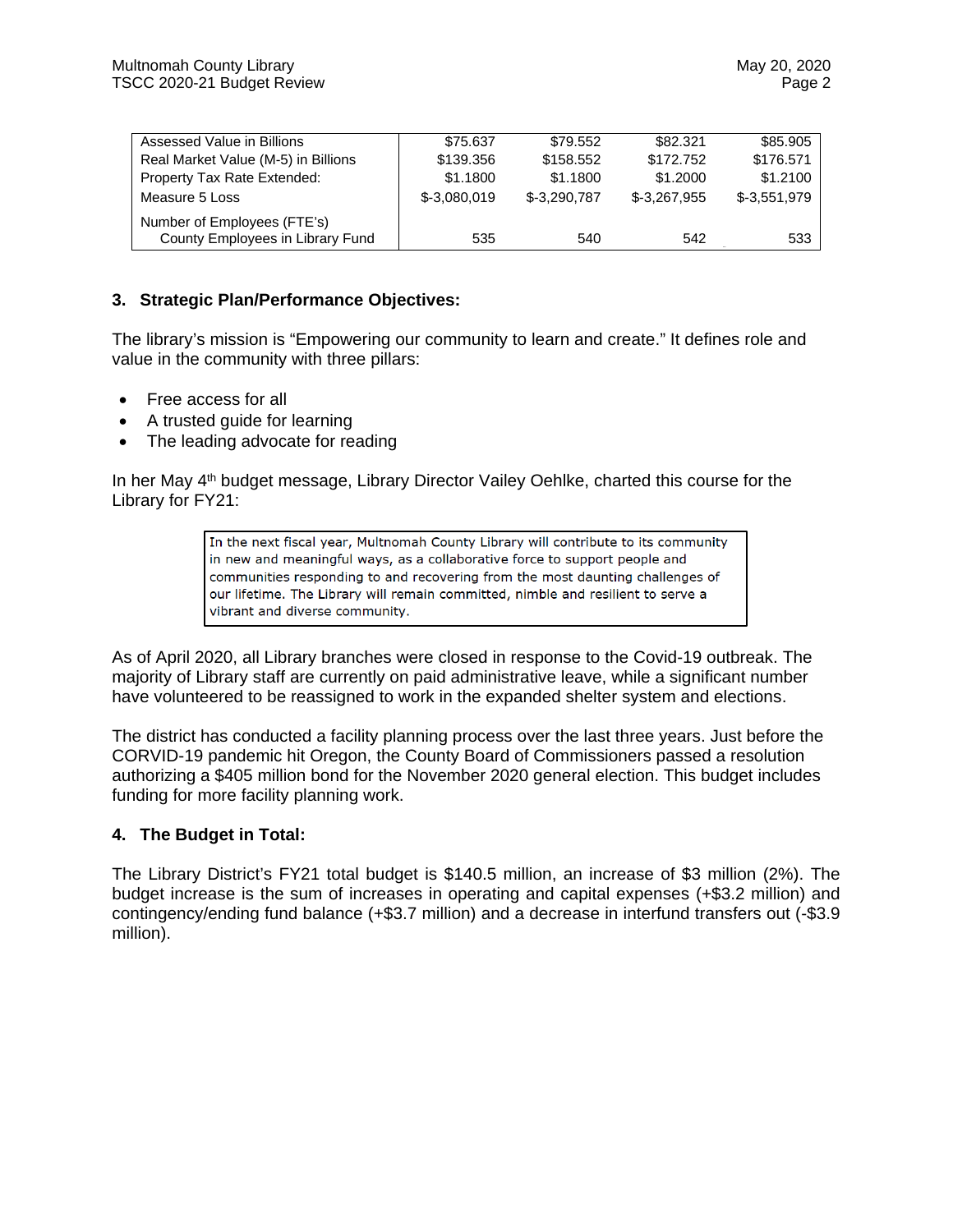| Assessed Value in Billions | $75.637 | $79.552 | $82.321 | $85.905 |
|---|---|---|---|---|
| Real Market Value (M-5) in Billions | $139.356 | $158.552 | $172.752 | $176.571 |
| Property Tax Rate Extended: | $1.1800 | $1.1800 | $1.2000 | $1.2100 |
| Measure 5 Loss | $-3,080,019 | $-3,290,787 | $-3,267,955 | $-3,551,979 |
| Number of Employees (FTE's) County Employees in Library Fund | 535 | 540 | 542 | 533 |

### 3. Strategic Plan/Performance Objectives:

The library's mission is "Empowering our community to learn and create." It defines role and value in the community with three pillars:

- Free access for all
- A trusted guide for learning
- The leading advocate for reading

In her May 4th budget message, Library Director Vailey Oehlke, charted this course for the Library for FY21:

> In the next fiscal year, Multnomah County Library will contribute to its community in new and meaningful ways, as a collaborative force to support people and communities responding to and recovering from the most daunting challenges of our lifetime. The Library will remain committed, nimble and resilient to serve a vibrant and diverse community.

As of April 2020, all Library branches were closed in response to the Covid-19 outbreak. The majority of Library staff are currently on paid administrative leave, while a significant number have volunteered to be reassigned to work in the expanded shelter system and elections.

The district has conducted a facility planning process over the last three years. Just before the CORVID-19 pandemic hit Oregon, the County Board of Commissioners passed a resolution authorizing a $405 million bond for the November 2020 general election. This budget includes funding for more facility planning work.

### 4. The Budget in Total:

The Library District's FY21 total budget is $140.5 million, an increase of $3 million (2%). The budget increase is the sum of increases in operating and capital expenses (+$3.2 million) and contingency/ending fund balance (+$3.7 million) and a decrease in interfund transfers out (-$3.9 million).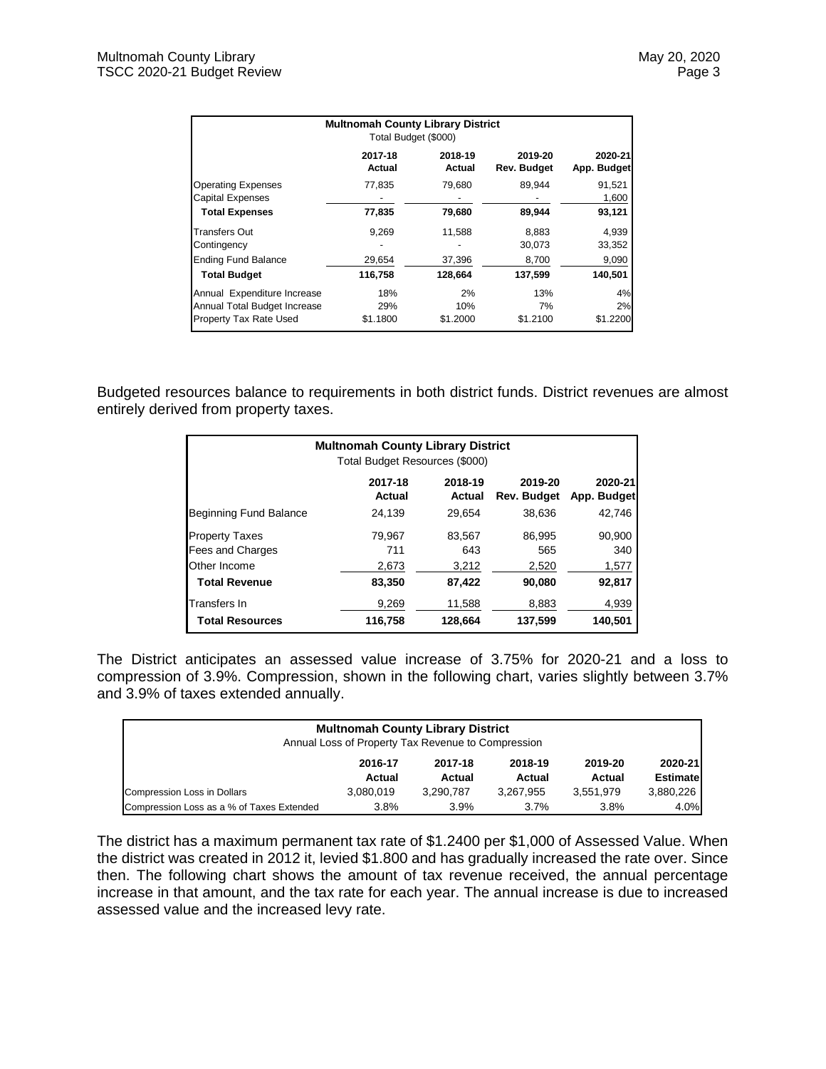| Multnomah County Library District<br>Total Budget ($000) | 2017-18 Actual | 2018-19 Actual | 2019-20 Rev. Budget | 2020-21 App. Budget |
|---|---|---|---|---|
| Operating Expenses | 77,835 | 79,680 | 89,944 | 91,521 |
| Capital Expenses | - | - | - | 1,600 |
| **Total Expenses** | **77,835** | **79,680** | **89,944** | **93,121** |
| Transfers Out | 9,269 | 11,588 | 8,883 | 4,939 |
| Contingency | - | - | 30,073 | 33,352 |
| Ending Fund Balance | 29,654 | 37,396 | 8,700 | 9,090 |
| **Total Budget** | **116,758** | **128,664** | **137,599** | **140,501** |
| Annual Expenditure Increase | 18% | 2% | 13% | 4% |
| Annual Total Budget Increase | 29% | 10% | 7% | 2% |
| Property Tax Rate Used | $1.1800 | $1.2000 | $1.2100 | $1.2200 |

Budgeted resources balance to requirements in both district funds. District revenues are almost entirely derived from property taxes.

| Multnomah County Library District<br>Total Budget Resources ($000) | 2017-18 Actual | 2018-19 Actual | 2019-20 Rev. Budget | 2020-21 App. Budget |
|---|---|---|---|---|
| Beginning Fund Balance | 24,139 | 29,654 | 38,636 | 42,746 |
| Property Taxes | 79,967 | 83,567 | 86,995 | 90,900 |
| Fees and Charges | 711 | 643 | 565 | 340 |
| Other Income | 2,673 | 3,212 | 2,520 | 1,577 |
| **Total Revenue** | **83,350** | **87,422** | **90,080** | **92,817** |
| Transfers In | 9,269 | 11,588 | 8,883 | 4,939 |
| **Total Resources** | **116,758** | **128,664** | **137,599** | **140,501** |

The District anticipates an assessed value increase of 3.75% for 2020-21 and a loss to compression of 3.9%. Compression, shown in the following chart, varies slightly between 3.7% and 3.9% of taxes extended annually.

| Multnomah County Library District<br>Annual Loss of Property Tax Revenue to Compression | 2016-17 Actual | 2017-18 Actual | 2018-19 Actual | 2019-20 Actual | 2020-21 Estimate |
|---|---|---|---|---|---|
| Compression Loss in Dollars | 3,080,019 | 3,290,787 | 3,267,955 | 3,551,979 | 3,880,226 |
| Compression Loss as a % of Taxes Extended | 3.8% | 3.9% | 3.7% | 3.8% | 4.0% |

The district has a maximum permanent tax rate of $1.2400 per $1,000 of Assessed Value. When the district was created in 2012 it, levied $1.800 and has gradually increased the rate over. Since then. The following chart shows the amount of tax revenue received, the annual percentage increase in that amount, and the tax rate for each year. The annual increase is due to increased assessed value and the increased levy rate.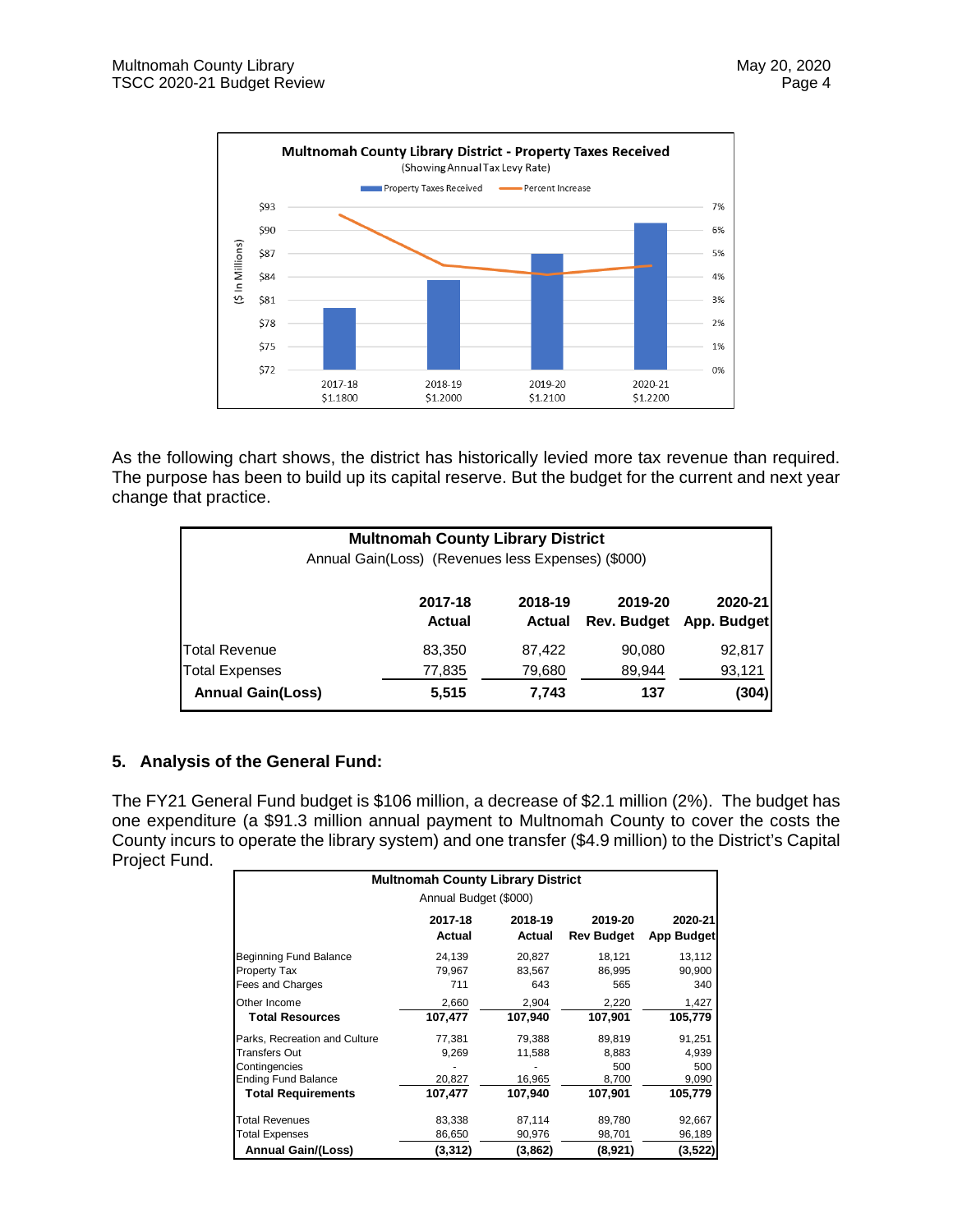Multnomah County Library District - Property Taxes Received

(Showing Annual Tax Levy Rate)

Property Taxes Received

Percent Increase

($ In Millions)

$93
$90
$87
$84
$81
$78
$75
$72

7%
6%
5%
4%
3%
2%
1%
0%

2017-18 $1.1800
2018-19 $1.2000
2019-20 $1.2100
2020-21 $1.2200

As the following chart shows, the district has historically levied more tax revenue than required. The purpose has been to build up its capital reserve. But the budget for the current and next year change that practice.

| Multnomah County Library District<br>Annual Gain(Loss) (Revenues less Expenses) ($000) | 2017-18 Actual | 2018-19 Actual | 2019-20 Rev. Budget | 2020-21 App. Budget |
|---|---|---|---|---|
| Total Revenue | 83,350 | 87,422 | 90,080 | 92,817 |
| Total Expenses | 77,835 | 79,680 | 89,944 | 93,121 |
| **Annual Gain(Loss)** | **5,515** | **7,743** | **137** | **(304)** |

## 5. Analysis of the General Fund:

The FY21 General Fund budget is $106 million, a decrease of $2.1 million (2%). The budget has one expenditure (a $91.3 million annual payment to Multnomah County to cover the costs the County incurs to operate the library system) and one transfer ($4.9 million) to the District's Capital Project Fund.

| Multnomah County Library District<br>Annual Budget ($000) | 2017-18 Actual | 2018-19 Actual | 2019-20 Rev Budget | 2020-21 App Budget |
|---|---|---|---|---|
| Beginning Fund Balance | 24,139 | 20,827 | 18,121 | 13,112 |
| Property Tax | 79,967 | 83,567 | 86,995 | 90,900 |
| Fees and Charges | 711 | 643 | 565 | 340 |
| Other Income | 2,660 | 2,904 | 2,220 | 1,427 |
| **Total Resources** | **107,477** | **107,940** | **107,901** | **105,779** |
| Parks, Recreation and Culture | 77,381 | 79,388 | 89,819 | 91,251 |
| Transfers Out | 9,269 | 11,588 | 8,883 | 4,939 |
| Contingencies | - | - | 500 | 500 |
| Ending Fund Balance | 20,827 | 16,965 | 8,700 | 9,090 |
| **Total Requirements** | **107,477** | **107,940** | **107,901** | **105,779** |
| Total Revenues | 83,338 | 87,114 | 89,780 | 92,667 |
| Total Expenses | 86,650 | 90,976 | 98,701 | 96,189 |
| **Annual Gain/(Loss)** | **(3,312)** | **(3,862)** | **(8,921)** | **(3,522)** |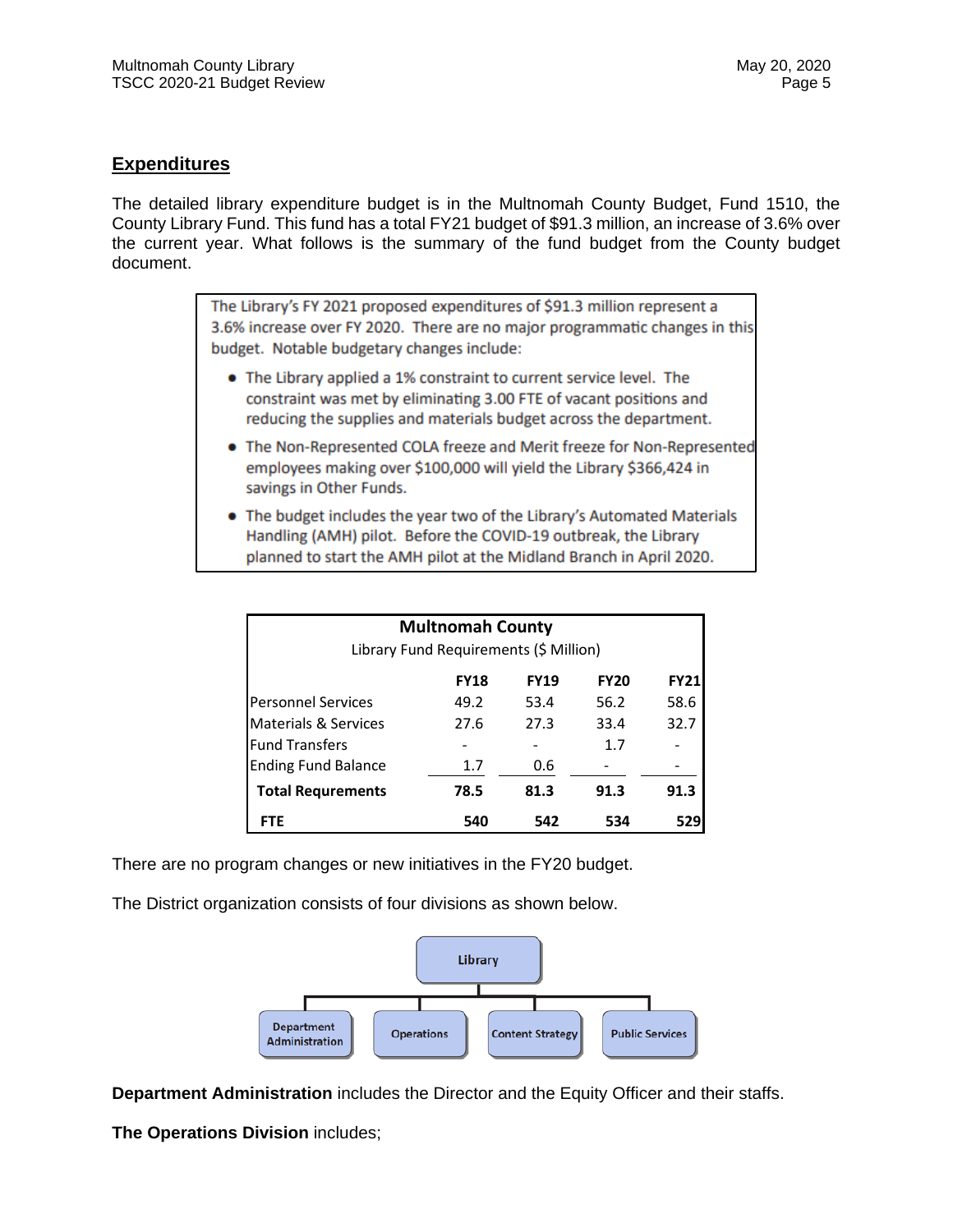## Expenditures

The detailed library expenditure budget is in the Multnomah County Budget, Fund 1510, the County Library Fund. This fund has a total FY21 budget of $91.3 million, an increase of 3.6% over the current year. What follows is the summary of the fund budget from the County budget document.

> The Library's FY 2021 proposed expenditures of $91.3 million represent a 3.6% increase over FY 2020. There are no major programmatic changes in this budget. Notable budgetary changes include:
>
> - The Library applied a 1% constraint to current service level. The constraint was met by eliminating 3.00 FTE of vacant positions and reducing the supplies and materials budget across the department.
> - The Non-Represented COLA freeze and Merit freeze for Non-Represented employees making over $100,000 will yield the Library $366,424 in savings in Other Funds.
> - The budget includes the year two of the Library's Automated Materials Handling (AMH) pilot. Before the COVID-19 outbreak, the Library planned to start the AMH pilot at the Midland Branch in April 2020.

**Multnomah County**
Library Fund Requirements ($ Million)

| | FY18 | FY19 | FY20 | FY21 |
|---|---|---|---|---|
| Personnel Services | 49.2 | 53.4 | 56.2 | 58.6 |
| Materials & Services | 27.6 | 27.3 | 33.4 | 32.7 |
| Fund Transfers | - | - | 1.7 | - |
| Ending Fund Balance | 1.7 | 0.6 | - | - |
| **Total Requrements** | **78.5** | **81.3** | **91.3** | **91.3** |
| **FTE** | **540** | **542** | **534** | **529** |

There are no program changes or new initiatives in the FY20 budget.

The District organization consists of four divisions as shown below.

Library
Department Administration
Operations
Content Strategy
Public Services

**Department Administration** includes the Director and the Equity Officer and their staffs.

**The Operations Division** includes;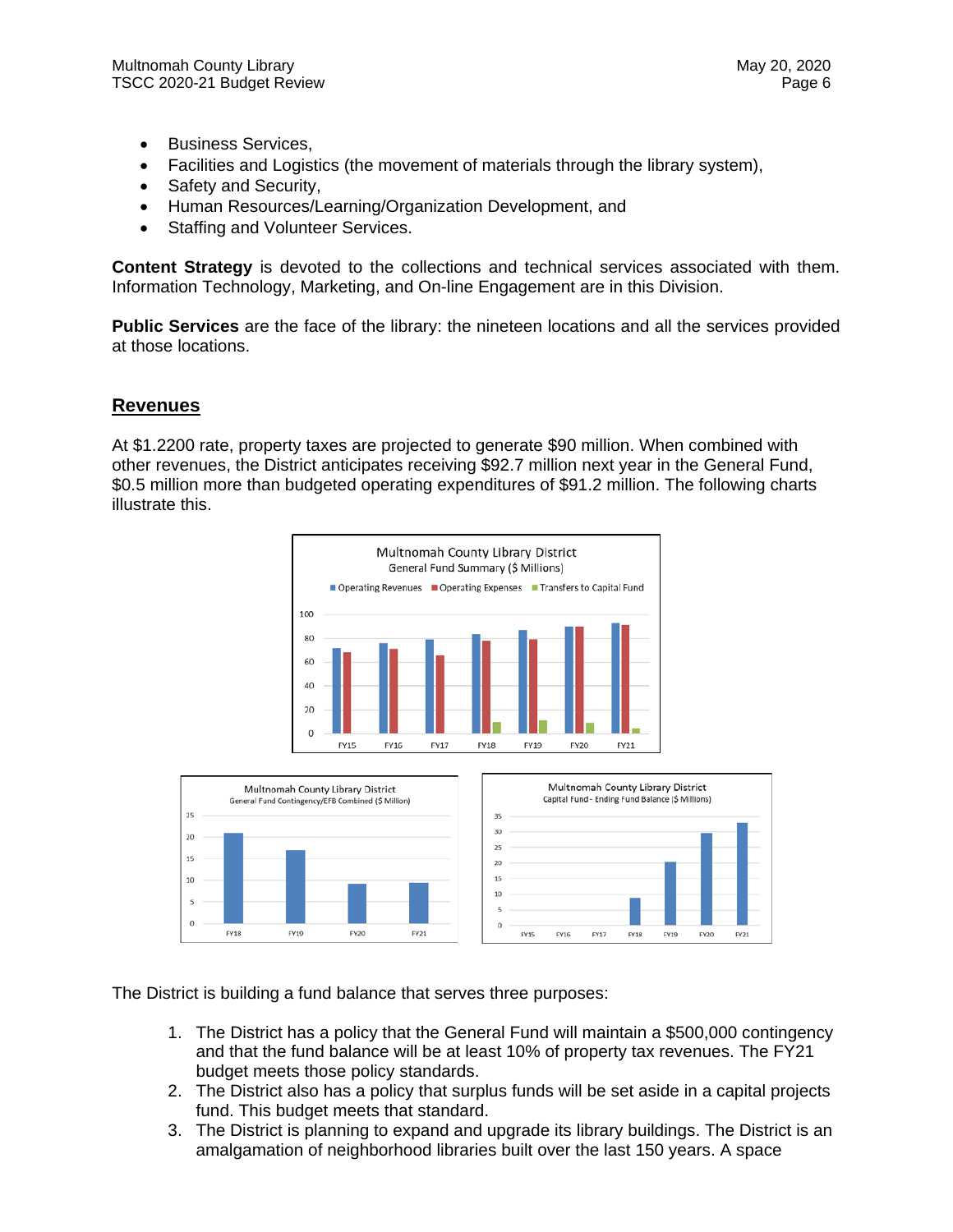- Business Services,
- Facilities and Logistics (the movement of materials through the library system),
- Safety and Security,
- Human Resources/Learning/Organization Development, and
- Staffing and Volunteer Services.

**Content Strategy** is devoted to the collections and technical services associated with them. Information Technology, Marketing, and On-line Engagement are in this Division.

**Public Services** are the face of the library: the nineteen locations and all the services provided at those locations.

## Revenues

At $1.2200 rate, property taxes are projected to generate $90 million. When combined with other revenues, the District anticipates receiving $92.7 million next year in the General Fund, $0.5 million more than budgeted operating expenditures of $91.2 million. The following charts illustrate this.

Multnomah County Library District
General Fund Summary ($ Millions)
Operating Revenues
Operating Expenses
Transfers to Capital Fund
100
80
60
40
20
0
FY15 FY16 FY17 FY18 FY19 FY20 FY21

Multnomah County Library District
General Fund Contingency/EFB Combined ($ Million)
25
20
15
10
5
0
FY18 FY19 FY20 FY21

Multnomah County Library District
Capital Fund - Ending Fund Balance ($ Millions)
35
30
25
20
15
10
5
0
FY15 FY16 FY17 FY18 FY19 FY20 FY21

The District is building a fund balance that serves three purposes:

1. The District has a policy that the General Fund will maintain a $500,000 contingency and that the fund balance will be at least 10% of property tax revenues. The FY21 budget meets those policy standards.
2. The District also has a policy that surplus funds will be set aside in a capital projects fund. This budget meets that standard.
3. The District is planning to expand and upgrade its library buildings. The District is an amalgamation of neighborhood libraries built over the last 150 years. A space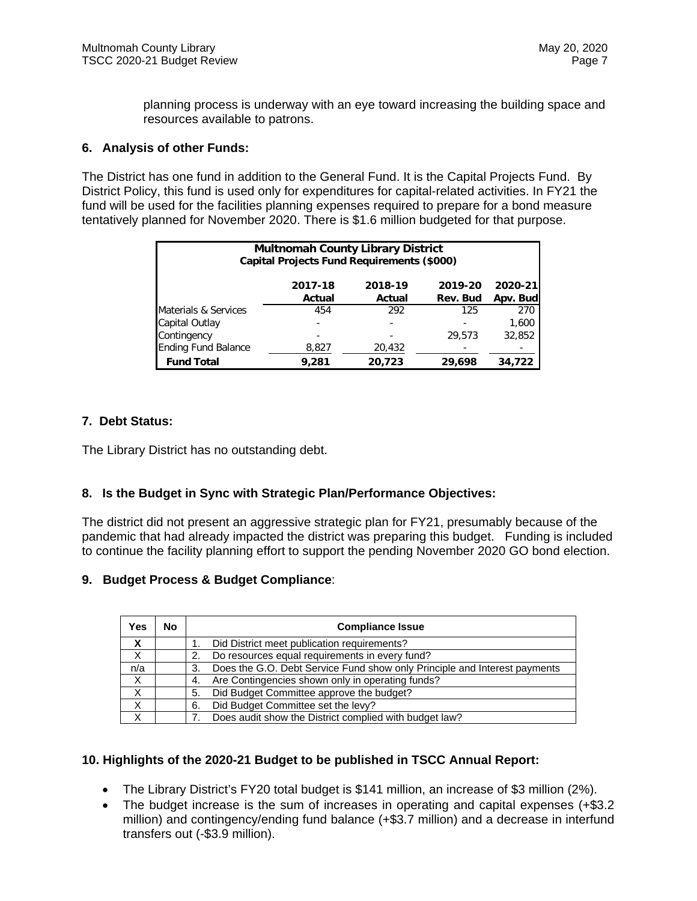planning process is underway with an eye toward increasing the building space and resources available to patrons.

## 6. Analysis of other Funds:

The District has one fund in addition to the General Fund. It is the Capital Projects Fund. By District Policy, this fund is used only for expenditures for capital-related activities. In FY21 the fund will be used for the facilities planning expenses required to prepare for a bond measure tentatively planned for November 2020. There is $1.6 million budgeted for that purpose.

**Multnomah County Library District**
**Capital Projects Fund Requirements ($000)**

| | 2017-18 Actual | 2018-19 Actual | 2019-20 Rev. Bud | 2020-21 Apv. Bud |
|---|---|---|---|---|
| Materials & Services | 454 | 292 | 125 | 270 |
| Capital Outlay | - | - | - | 1,600 |
| Contingency | - | - | 29,573 | 32,852 |
| Ending Fund Balance | 8,827 | 20,432 | - | - |
| **Fund Total** | **9,281** | **20,723** | **29,698** | **34,722** |

## 7. Debt Status:

The Library District has no outstanding debt.

## 8. Is the Budget in Sync with Strategic Plan/Performance Objectives:

The district did not present an aggressive strategic plan for FY21, presumably because of the pandemic that had already impacted the district was preparing this budget. Funding is included to continue the facility planning effort to support the pending November 2020 GO bond election.

## 9. Budget Process & Budget Compliance:

| Yes | No | Compliance Issue |
|---|---|---|
| **X** | | 1. Did District meet publication requirements? |
| X | | 2. Do resources equal requirements in every fund? |
| n/a | | 3. Does the G.O. Debt Service Fund show only Principle and Interest payments |
| X | | 4. Are Contingencies shown only in operating funds? |
| X | | 5. Did Budget Committee approve the budget? |
| X | | 6. Did Budget Committee set the levy? |
| X | | 7. Does audit show the District complied with budget law? |

## 10. Highlights of the 2020-21 Budget to be published in TSCC Annual Report:

- The Library District's FY20 total budget is $141 million, an increase of $3 million (2%).
- The budget increase is the sum of increases in operating and capital expenses (+$3.2 million) and contingency/ending fund balance (+$3.7 million) and a decrease in interfund transfers out (-$3.9 million).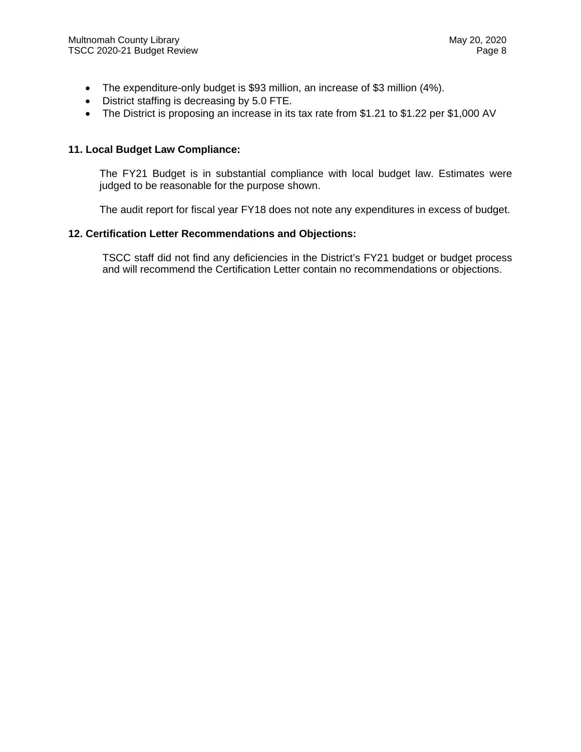- The expenditure-only budget is $93 million, an increase of $3 million (4%).
- District staffing is decreasing by 5.0 FTE.
- The District is proposing an increase in its tax rate from $1.21 to $1.22 per $1,000 AV

**11. Local Budget Law Compliance:**

The FY21 Budget is in substantial compliance with local budget law. Estimates were judged to be reasonable for the purpose shown.

The audit report for fiscal year FY18 does not note any expenditures in excess of budget.

**12. Certification Letter Recommendations and Objections:**

TSCC staff did not find any deficiencies in the District's FY21 budget or budget process and will recommend the Certification Letter contain no recommendations or objections.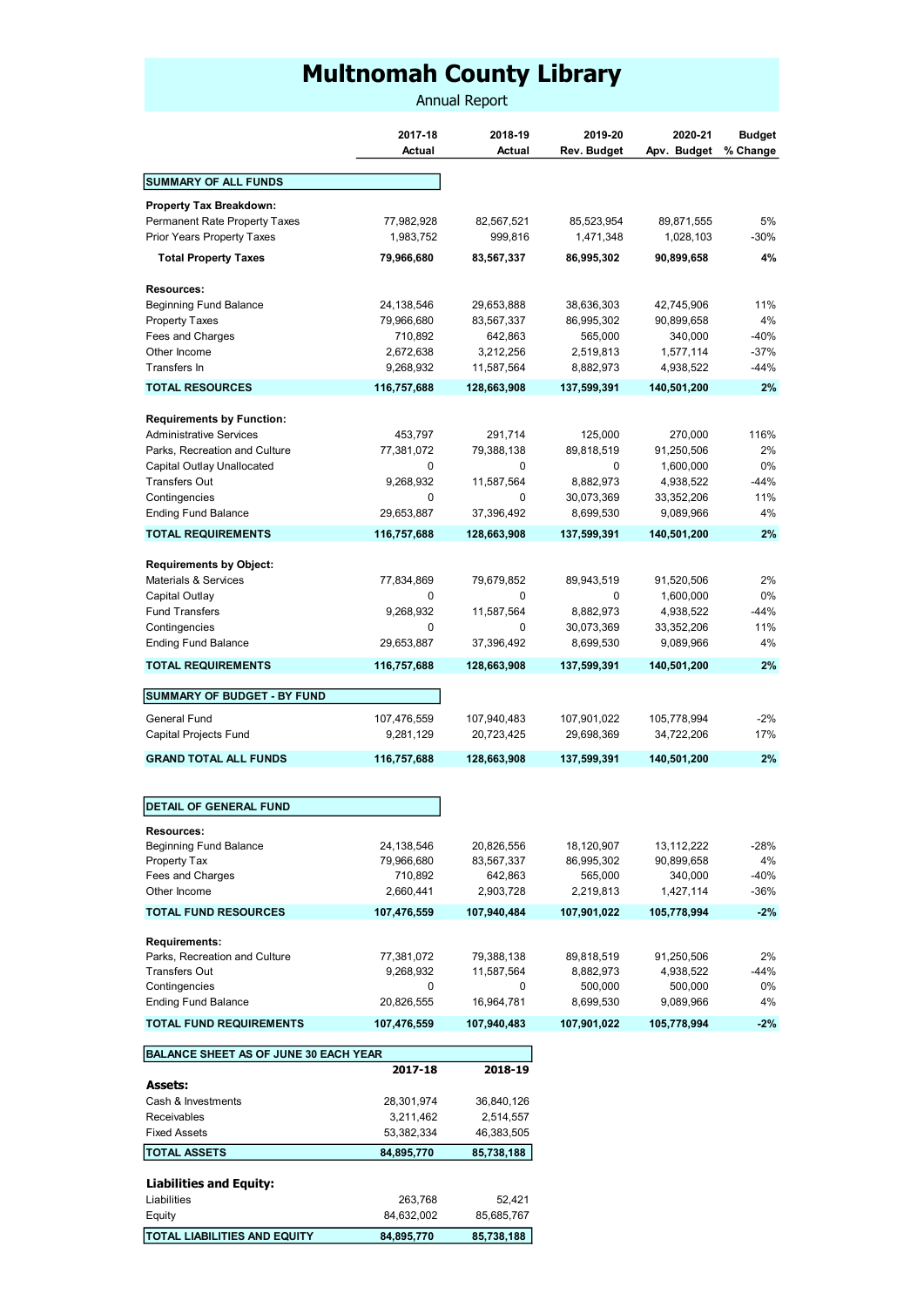# Multnomah County Library

Annual Report

| | 2017-18 Actual | 2018-19 Actual | 2019-20 Rev. Budget | 2020-21 Apv. Budget | Budget % Change |
|---|---|---|---|---|---|
| **SUMMARY OF ALL FUNDS** | | | | | |
| **Property Tax Breakdown:** | | | | | |
| Permanent Rate Property Taxes | 77,982,928 | 82,567,521 | 85,523,954 | 89,871,555 | 5% |
| Prior Years Property Taxes | 1,983,752 | 999,816 | 1,471,348 | 1,028,103 | -30% |
| **Total Property Taxes** | **79,966,680** | **83,567,337** | **86,995,302** | **90,899,658** | **4%** |
| **Resources:** | | | | | |
| Beginning Fund Balance | 24,138,546 | 29,653,888 | 38,636,303 | 42,745,906 | 11% |
| Property Taxes | 79,966,680 | 83,567,337 | 86,995,302 | 90,899,658 | 4% |
| Fees and Charges | 710,892 | 642,863 | 565,000 | 340,000 | -40% |
| Other Income | 2,672,638 | 3,212,256 | 2,519,813 | 1,577,114 | -37% |
| Transfers In | 9,268,932 | 11,587,564 | 8,882,973 | 4,938,522 | -44% |
| **TOTAL RESOURCES** | **116,757,688** | **128,663,908** | **137,599,391** | **140,501,200** | **2%** |
| **Requirements by Function:** | | | | | |
| Administrative Services | 453,797 | 291,714 | 125,000 | 270,000 | 116% |
| Parks, Recreation and Culture | 77,381,072 | 79,388,138 | 89,818,519 | 91,250,506 | 2% |
| Capital Outlay Unallocated | 0 | 0 | 0 | 1,600,000 | 0% |
| Transfers Out | 9,268,932 | 11,587,564 | 8,882,973 | 4,938,522 | -44% |
| Contingencies | 0 | 0 | 30,073,369 | 33,352,206 | 11% |
| Ending Fund Balance | 29,653,887 | 37,396,492 | 8,699,530 | 9,089,966 | 4% |
| **TOTAL REQUIREMENTS** | **116,757,688** | **128,663,908** | **137,599,391** | **140,501,200** | **2%** |
| **Requirements by Object:** | | | | | |
| Materials & Services | 77,834,869 | 79,679,852 | 89,943,519 | 91,520,506 | 2% |
| Capital Outlay | 0 | 0 | 0 | 1,600,000 | 0% |
| Fund Transfers | 9,268,932 | 11,587,564 | 8,882,973 | 4,938,522 | -44% |
| Contingencies | 0 | 0 | 30,073,369 | 33,352,206 | 11% |
| Ending Fund Balance | 29,653,887 | 37,396,492 | 8,699,530 | 9,089,966 | 4% |
| **TOTAL REQUIREMENTS** | **116,757,688** | **128,663,908** | **137,599,391** | **140,501,200** | **2%** |
| **SUMMARY OF BUDGET - BY FUND** | | | | | |
| General Fund | 107,476,559 | 107,940,483 | 107,901,022 | 105,778,994 | -2% |
| Capital Projects Fund | 9,281,129 | 20,723,425 | 29,698,369 | 34,722,206 | 17% |
| **GRAND TOTAL ALL FUNDS** | **116,757,688** | **128,663,908** | **137,599,391** | **140,501,200** | **2%** |
| **DETAIL OF GENERAL FUND** | | | | | |
| **Resources:** | | | | | |
| Beginning Fund Balance | 24,138,546 | 20,826,556 | 18,120,907 | 13,112,222 | -28% |
| Property Tax | 79,966,680 | 83,567,337 | 86,995,302 | 90,899,658 | 4% |
| Fees and Charges | 710,892 | 642,863 | 565,000 | 340,000 | -40% |
| Other Income | 2,660,441 | 2,903,728 | 2,219,813 | 1,427,114 | -36% |
| **TOTAL FUND RESOURCES** | **107,476,559** | **107,940,484** | **107,901,022** | **105,778,994** | **-2%** |
| **Requirements:** | | | | | |
| Parks, Recreation and Culture | 77,381,072 | 79,388,138 | 89,818,519 | 91,250,506 | 2% |
| Transfers Out | 9,268,932 | 11,587,564 | 8,882,973 | 4,938,522 | -44% |
| Contingencies | 0 | 0 | 500,000 | 500,000 | 0% |
| Ending Fund Balance | 20,826,555 | 16,964,781 | 8,699,530 | 9,089,966 | 4% |
| **TOTAL FUND REQUIREMENTS** | **107,476,559** | **107,940,483** | **107,901,022** | **105,778,994** | **-2%** |

| BALANCE SHEET AS OF JUNE 30 EACH YEAR | 2017-18 | 2018-19 |
|---|---|---|
| **Assets:** | | |
| Cash & Investments | 28,301,974 | 36,840,126 |
| Receivables | 3,211,462 | 2,514,557 |
| Fixed Assets | 53,382,334 | 46,383,505 |
| **TOTAL ASSETS** | **84,895,770** | **85,738,188** |
| **Liabilities and Equity:** | | |
| Liabilities | 263,768 | 52,421 |
| Equity | 84,632,002 | 85,685,767 |
| **TOTAL LIABILITIES AND EQUITY** | **84,895,770** | **85,738,188** |